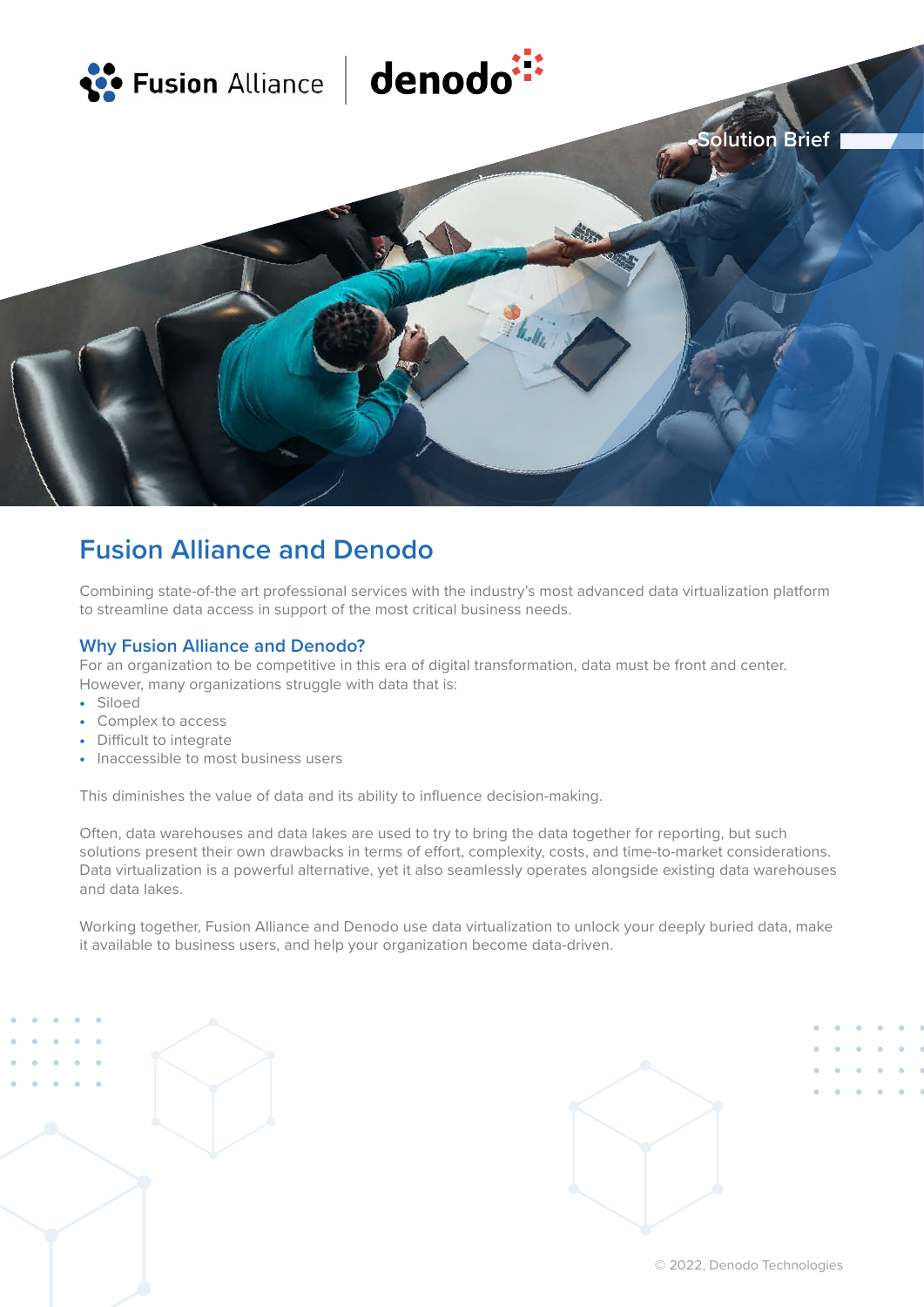Solution Brief

# Fusion Alliance and Denodo

Combining state-of-the art professional services with the industry's most advanced data virtualization platform to streamline data access in support of the most critical business needs.

## Why Fusion Alliance and Denodo?

For an organization to be competitive in this era of digital transformation, data must be front and center. However, many organizations struggle with data that is:

- Siloed
- Complex to access
- Difficult to integrate
- Inaccessible to most business users

This diminishes the value of data and its ability to influence decision-making.

Often, data warehouses and data lakes are used to try to bring the data together for reporting, but such solutions present their own drawbacks in terms of effort, complexity, costs, and time-to-market considerations. Data virtualization is a powerful alternative, yet it also seamlessly operates alongside existing data warehouses and data lakes.

Working together, Fusion Alliance and Denodo use data virtualization to unlock your deeply buried data, make it available to business users, and help your organization become data-driven.

© 2022, Denodo Technologies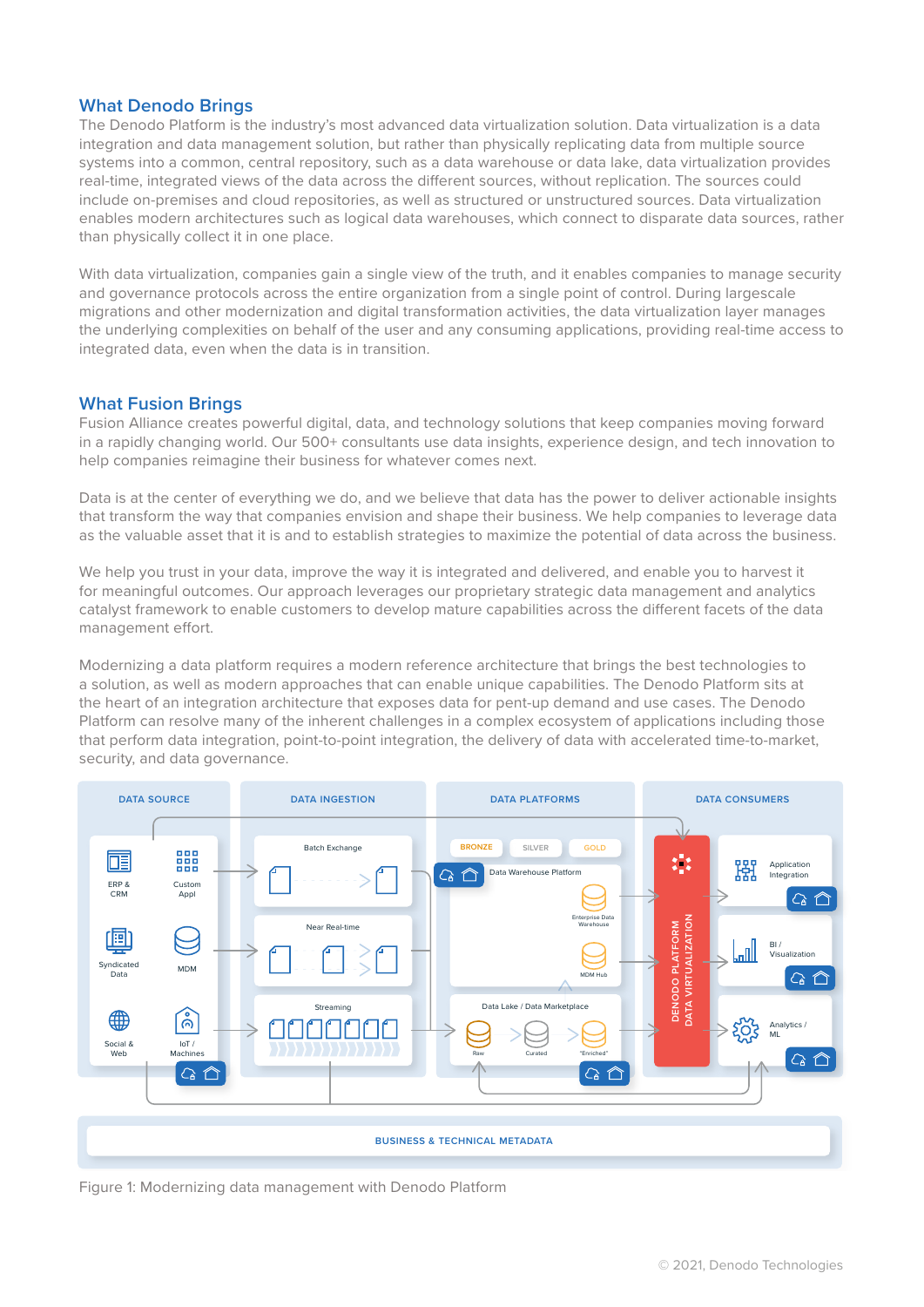## What Denodo Brings

The Denodo Platform is the industry's most advanced data virtualization solution. Data virtualization is a data integration and data management solution, but rather than physically replicating data from multiple source systems into a common, central repository, such as a data warehouse or data lake, data virtualization provides real-time, integrated views of the data across the different sources, without replication. The sources could include on-premises and cloud repositories, as well as structured or unstructured sources. Data virtualization enables modern architectures such as logical data warehouses, which connect to disparate data sources, rather than physically collect it in one place.

With data virtualization, companies gain a single view of the truth, and it enables companies to manage security and governance protocols across the entire organization from a single point of control. During largescale migrations and other modernization and digital transformation activities, the data virtualization layer manages the underlying complexities on behalf of the user and any consuming applications, providing real-time access to integrated data, even when the data is in transition.

## What Fusion Brings

Fusion Alliance creates powerful digital, data, and technology solutions that keep companies moving forward in a rapidly changing world. Our 500+ consultants use data insights, experience design, and tech innovation to help companies reimagine their business for whatever comes next.

Data is at the center of everything we do, and we believe that data has the power to deliver actionable insights that transform the way that companies envision and shape their business. We help companies to leverage data as the valuable asset that it is and to establish strategies to maximize the potential of data across the business.

We help you trust in your data, improve the way it is integrated and delivered, and enable you to harvest it for meaningful outcomes. Our approach leverages our proprietary strategic data management and analytics catalyst framework to enable customers to develop mature capabilities across the different facets of the data management effort.

Modernizing a data platform requires a modern reference architecture that brings the best technologies to a solution, as well as modern approaches that can enable unique capabilities. The Denodo Platform sits at the heart of an integration architecture that exposes data for pent-up demand and use cases. The Denodo Platform can resolve many of the inherent challenges in a complex ecosystem of applications including those that perform data integration, point-to-point integration, the delivery of data with accelerated time-to-market, security, and data governance.

Figure 1: Modernizing data management with Denodo Platform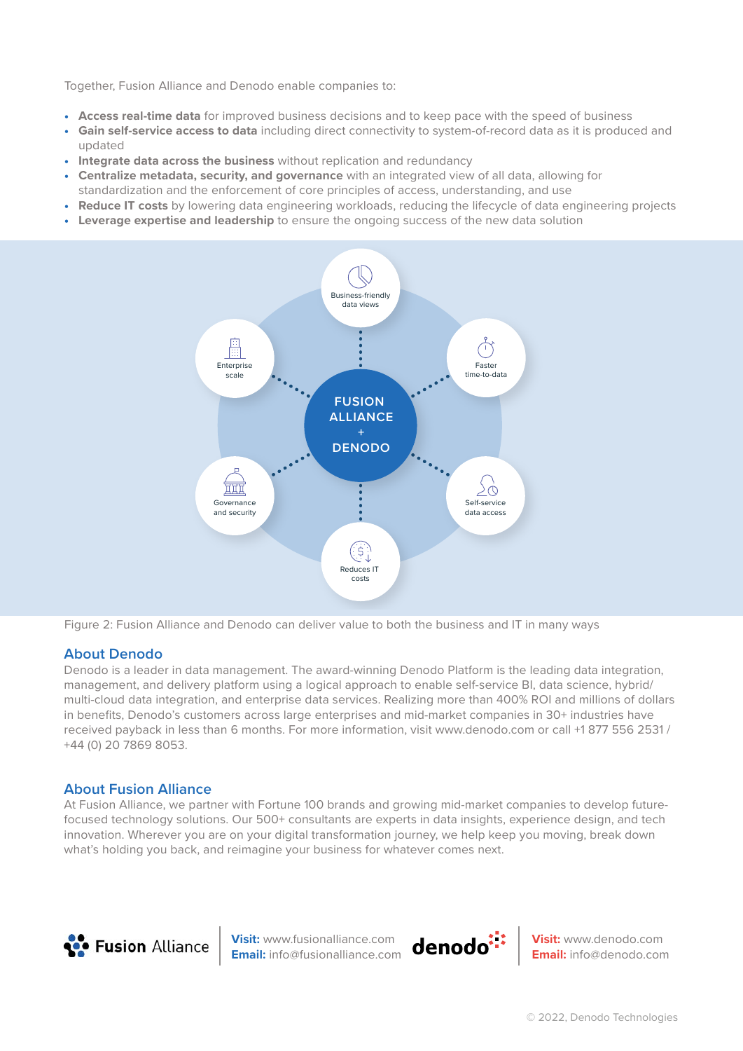Together, Fusion Alliance and Denodo enable companies to:

- **Access real-time data** for improved business decisions and to keep pace with the speed of business
- **Gain self-service access to data** including direct connectivity to system-of-record data as it is produced and updated
- **Integrate data across the business** without replication and redundancy
- **Centralize metadata, security, and governance** with an integrated view of all data, allowing for standardization and the enforcement of core principles of access, understanding, and use
- **Reduce IT costs** by lowering data engineering workloads, reducing the lifecycle of data engineering projects
- **Leverage expertise and leadership** to ensure the ongoing success of the new data solution

FUSION ALLIANCE + DENODO

Business-friendly data views

Faster time-to-data

Self-service data access

Reduces IT costs

Governance and security

Enterprise scale

Figure 2: Fusion Alliance and Denodo can deliver value to both the business and IT in many ways

## About Denodo

Denodo is a leader in data management. The award-winning Denodo Platform is the leading data integration, management, and delivery platform using a logical approach to enable self-service BI, data science, hybrid/multi-cloud data integration, and enterprise data services. Realizing more than 400% ROI and millions of dollars in benefits, Denodo's customers across large enterprises and mid-market companies in 30+ industries have received payback in less than 6 months. For more information, visit www.denodo.com or call +1 877 556 2531 / +44 (0) 20 7869 8053.

## About Fusion Alliance

At Fusion Alliance, we partner with Fortune 100 brands and growing mid-market companies to develop future-focused technology solutions. Our 500+ consultants are experts in data insights, experience design, and tech innovation. Wherever you are on your digital transformation journey, we help keep you moving, break down what's holding you back, and reimagine your business for whatever comes next.

Fusion Alliance | **Visit:** www.fusionalliance.com **Email:** info@fusionalliance.com

denodo | **Visit:** www.denodo.com **Email:** info@denodo.com

© 2022, Denodo Technologies